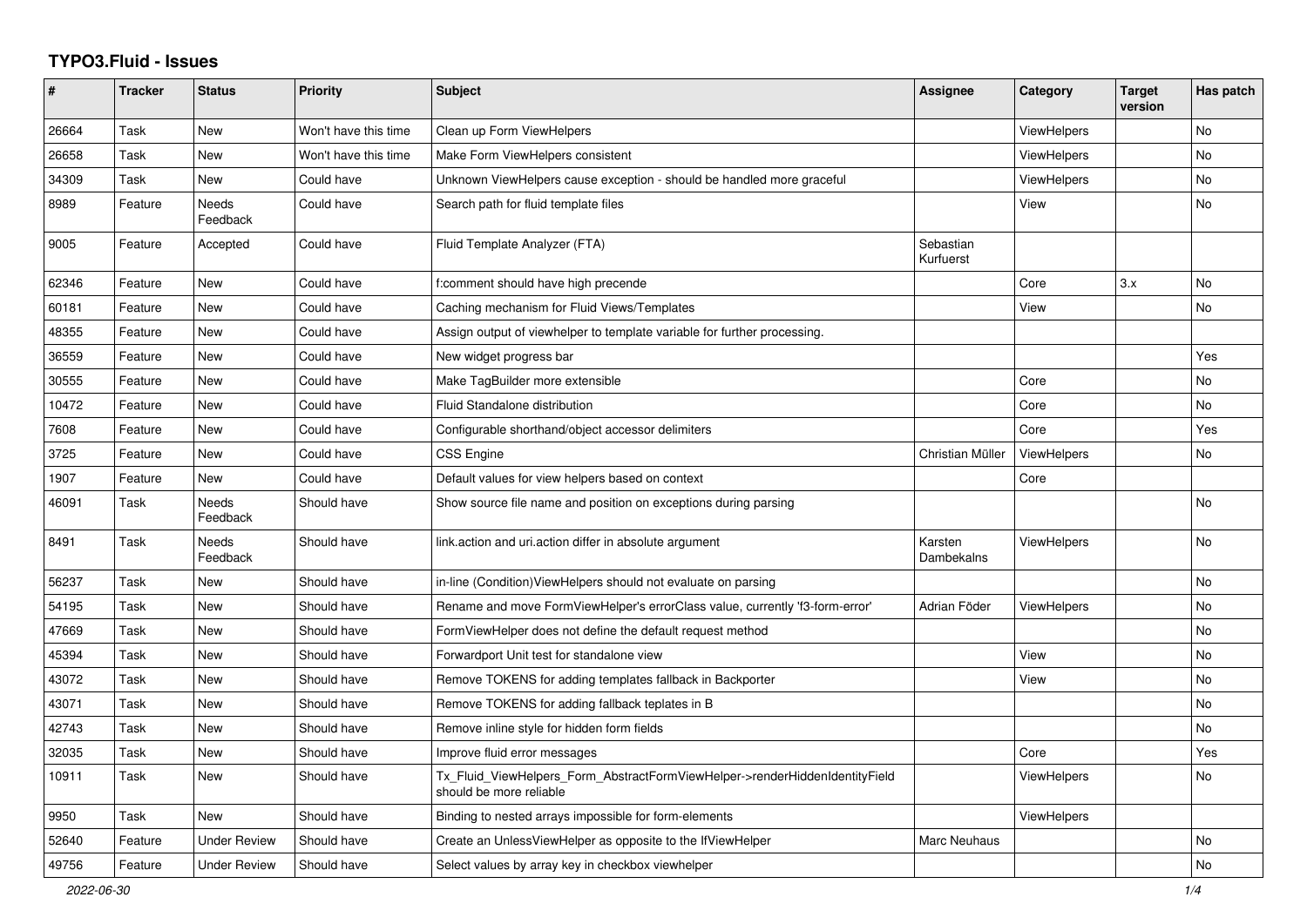# TYPO3.Fluid - Issues

| # | Tracker | Status | Priority | Subject | Assignee | Category | Target version | Has patch |
|---|---|---|---|---|---|---|---|---|
| 26664 | Task | New | Won't have this time | Clean up Form ViewHelpers | | ViewHelpers | | No |
| 26658 | Task | New | Won't have this time | Make Form ViewHelpers consistent | | ViewHelpers | | No |
| 34309 | Task | New | Could have | Unknown ViewHelpers cause exception - should be handled more graceful | | ViewHelpers | | No |
| 8989 | Feature | Needs Feedback | Could have | Search path for fluid template files | | View | | No |
| 9005 | Feature | Accepted | Could have | Fluid Template Analyzer (FTA) | Sebastian Kurfuerst | | | |
| 62346 | Feature | New | Could have | f:comment should have high precende | | Core | 3.x | No |
| 60181 | Feature | New | Could have | Caching mechanism for Fluid Views/Templates | | View | | No |
| 48355 | Feature | New | Could have | Assign output of viewhelper to template variable for further processing. | | | | |
| 36559 | Feature | New | Could have | New widget progress bar | | | | Yes |
| 30555 | Feature | New | Could have | Make TagBuilder more extensible | | Core | | No |
| 10472 | Feature | New | Could have | Fluid Standalone distribution | | Core | | No |
| 7608 | Feature | New | Could have | Configurable shorthand/object accessor delimiters | | Core | | Yes |
| 3725 | Feature | New | Could have | CSS Engine | Christian Müller | ViewHelpers | | No |
| 1907 | Feature | New | Could have | Default values for view helpers based on context | | Core | | |
| 46091 | Task | Needs Feedback | Should have | Show source file name and position on exceptions during parsing | | | | No |
| 8491 | Task | Needs Feedback | Should have | link.action and uri.action differ in absolute argument | Karsten Dambekalns | ViewHelpers | | No |
| 56237 | Task | New | Should have | in-line (Condition)ViewHelpers should not evaluate on parsing | | | | No |
| 54195 | Task | New | Should have | Rename and move FormViewHelper's errorClass value, currently 'f3-form-error' | Adrian Föder | ViewHelpers | | No |
| 47669 | Task | New | Should have | FormViewHelper does not define the default request method | | | | No |
| 45394 | Task | New | Should have | Forwardport Unit test for standalone view | | View | | No |
| 43072 | Task | New | Should have | Remove TOKENS for adding templates fallback in Backporter | | View | | No |
| 43071 | Task | New | Should have | Remove TOKENS for adding fallback teplates in B | | | | No |
| 42743 | Task | New | Should have | Remove inline style for hidden form fields | | | | No |
| 32035 | Task | New | Should have | Improve fluid error messages | | Core | | Yes |
| 10911 | Task | New | Should have | Tx_Fluid_ViewHelpers_Form_AbstractFormViewHelper->renderHiddenIdentityField should be more reliable | | ViewHelpers | | No |
| 9950 | Task | New | Should have | Binding to nested arrays impossible for form-elements | | ViewHelpers | | |
| 52640 | Feature | Under Review | Should have | Create an UnlessViewHelper as opposite to the IfViewHelper | Marc Neuhaus | | | No |
| 49756 | Feature | Under Review | Should have | Select values by array key in checkbox viewhelper | | | | No |

2022-06-30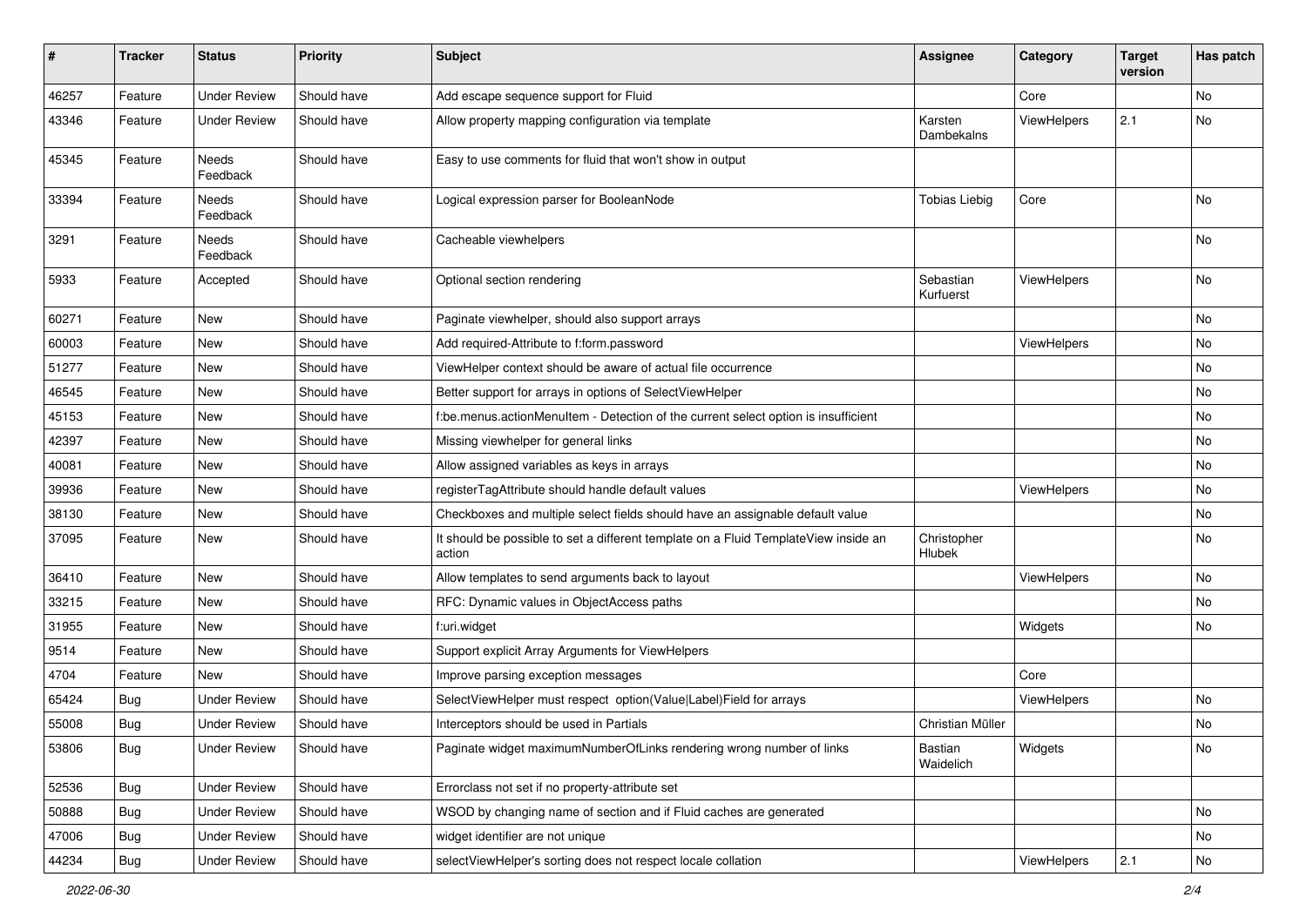| # | Tracker | Status | Priority | Subject | Assignee | Category | Target version | Has patch |
|---|---|---|---|---|---|---|---|---|
| 46257 | Feature | Under Review | Should have | Add escape sequence support for Fluid | | Core | | No |
| 43346 | Feature | Under Review | Should have | Allow property mapping configuration via template | Karsten Dambekalns | ViewHelpers | 2.1 | No |
| 45345 | Feature | Needs Feedback | Should have | Easy to use comments for fluid that won't show in output | | | | |
| 33394 | Feature | Needs Feedback | Should have | Logical expression parser for BooleanNode | Tobias Liebig | Core | | No |
| 3291 | Feature | Needs Feedback | Should have | Cacheable viewhelpers | | | | No |
| 5933 | Feature | Accepted | Should have | Optional section rendering | Sebastian Kurfuerst | ViewHelpers | | No |
| 60271 | Feature | New | Should have | Paginate viewhelper, should also support arrays | | | | No |
| 60003 | Feature | New | Should have | Add required-Attribute to f:form.password | | ViewHelpers | | No |
| 51277 | Feature | New | Should have | ViewHelper context should be aware of actual file occurrence | | | | No |
| 46545 | Feature | New | Should have | Better support for arrays in options of SelectViewHelper | | | | No |
| 45153 | Feature | New | Should have | f:be.menus.actionMenuItem - Detection of the current select option is insufficient | | | | No |
| 42397 | Feature | New | Should have | Missing viewhelper for general links | | | | No |
| 40081 | Feature | New | Should have | Allow assigned variables as keys in arrays | | | | No |
| 39936 | Feature | New | Should have | registerTagAttribute should handle default values | | ViewHelpers | | No |
| 38130 | Feature | New | Should have | Checkboxes and multiple select fields should have an assignable default value | | | | No |
| 37095 | Feature | New | Should have | It should be possible to set a different template on a Fluid TemplateView inside an action | Christopher Hlubek | | | No |
| 36410 | Feature | New | Should have | Allow templates to send arguments back to layout | | ViewHelpers | | No |
| 33215 | Feature | New | Should have | RFC: Dynamic values in ObjectAccess paths | | | | No |
| 31955 | Feature | New | Should have | f:uri.widget | | Widgets | | No |
| 9514 | Feature | New | Should have | Support explicit Array Arguments for ViewHelpers | | | | |
| 4704 | Feature | New | Should have | Improve parsing exception messages | | Core | | |
| 65424 | Bug | Under Review | Should have | SelectViewHelper must respect option(Value\|Label)Field for arrays | | ViewHelpers | | No |
| 55008 | Bug | Under Review | Should have | Interceptors should be used in Partials | Christian Müller | | | No |
| 53806 | Bug | Under Review | Should have | Paginate widget maximumNumberOfLinks rendering wrong number of links | Bastian Waidelich | Widgets | | No |
| 52536 | Bug | Under Review | Should have | Errorclass not set if no property-attribute set | | | | |
| 50888 | Bug | Under Review | Should have | WSOD by changing name of section and if Fluid caches are generated | | | | No |
| 47006 | Bug | Under Review | Should have | widget identifier are not unique | | | | No |
| 44234 | Bug | Under Review | Should have | selectViewHelper's sorting does not respect locale collation | | ViewHelpers | 2.1 | No |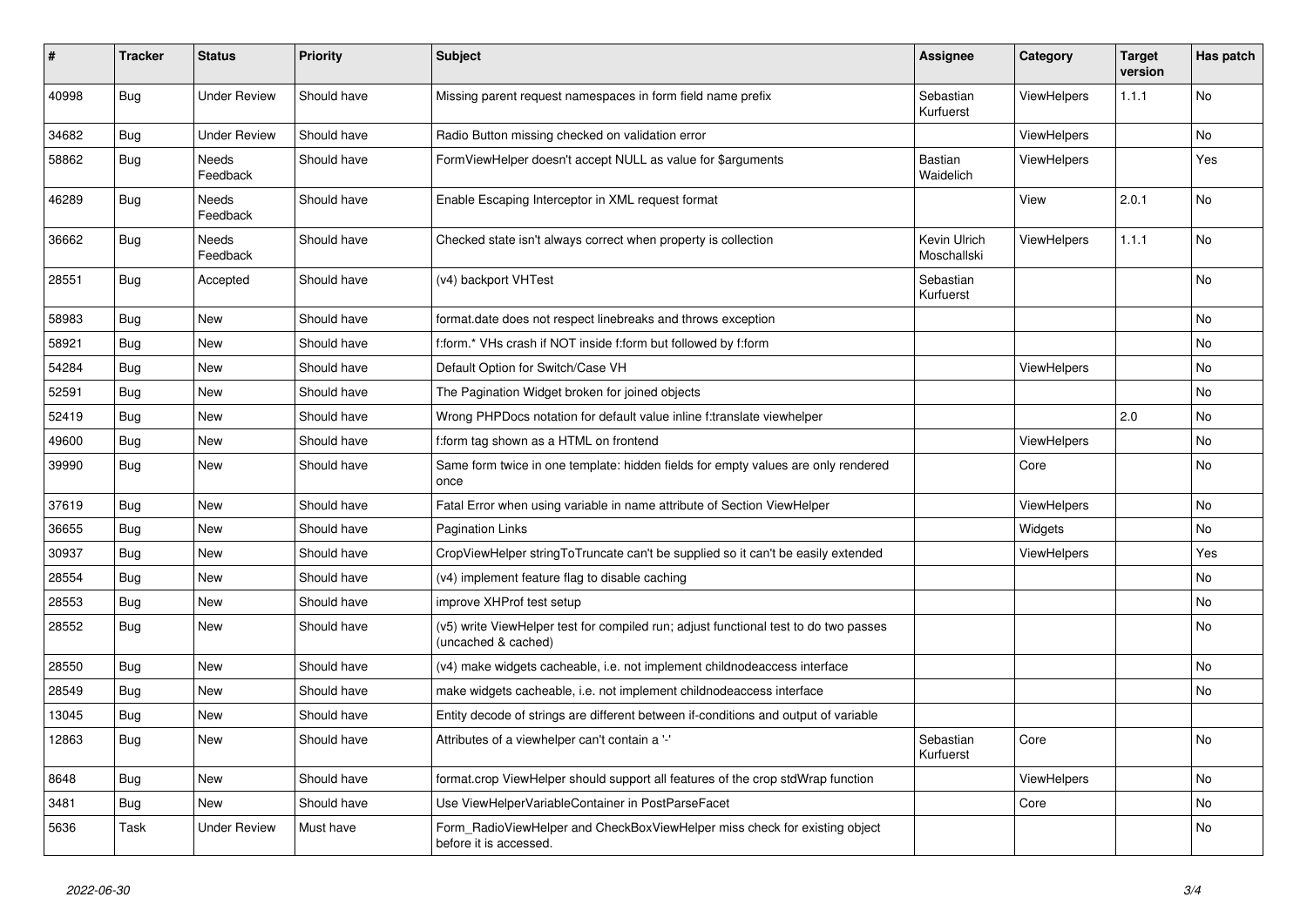| # | Tracker | Status | Priority | Subject | Assignee | Category | Target version | Has patch |
|---|---|---|---|---|---|---|---|---|
| 40998 | Bug | Under Review | Should have | Missing parent request namespaces in form field name prefix | Sebastian Kurfuerst | ViewHelpers | 1.1.1 | No |
| 34682 | Bug | Under Review | Should have | Radio Button missing checked on validation error | | ViewHelpers | | No |
| 58862 | Bug | Needs Feedback | Should have | FormViewHelper doesn't accept NULL as value for $arguments | Bastian Waidelich | ViewHelpers | | Yes |
| 46289 | Bug | Needs Feedback | Should have | Enable Escaping Interceptor in XML request format | | View | 2.0.1 | No |
| 36662 | Bug | Needs Feedback | Should have | Checked state isn't always correct when property is collection | Kevin Ulrich Moschallski | ViewHelpers | 1.1.1 | No |
| 28551 | Bug | Accepted | Should have | (v4) backport VHTest | Sebastian Kurfuerst | | | No |
| 58983 | Bug | New | Should have | format.date does not respect linebreaks and throws exception | | | | No |
| 58921 | Bug | New | Should have | f:form.* VHs crash if NOT inside f:form but followed by f:form | | | | No |
| 54284 | Bug | New | Should have | Default Option for Switch/Case VH | | ViewHelpers | | No |
| 52591 | Bug | New | Should have | The Pagination Widget broken for joined objects | | | | No |
| 52419 | Bug | New | Should have | Wrong PHPDocs notation for default value inline f:translate viewhelper | | | 2.0 | No |
| 49600 | Bug | New | Should have | f:form tag shown as a HTML on frontend | | ViewHelpers | | No |
| 39990 | Bug | New | Should have | Same form twice in one template: hidden fields for empty values are only rendered once | | Core | | No |
| 37619 | Bug | New | Should have | Fatal Error when using variable in name attribute of Section ViewHelper | | ViewHelpers | | No |
| 36655 | Bug | New | Should have | Pagination Links | | Widgets | | No |
| 30937 | Bug | New | Should have | CropViewHelper stringToTruncate can't be supplied so it can't be easily extended | | ViewHelpers | | Yes |
| 28554 | Bug | New | Should have | (v4) implement feature flag to disable caching | | | | No |
| 28553 | Bug | New | Should have | improve XHProf test setup | | | | No |
| 28552 | Bug | New | Should have | (v5) write ViewHelper test for compiled run; adjust functional test to do two passes (uncached & cached) | | | | No |
| 28550 | Bug | New | Should have | (v4) make widgets cacheable, i.e. not implement childnodeaccess interface | | | | No |
| 28549 | Bug | New | Should have | make widgets cacheable, i.e. not implement childnodeaccess interface | | | | No |
| 13045 | Bug | New | Should have | Entity decode of strings are different between if-conditions and output of variable | | | | |
| 12863 | Bug | New | Should have | Attributes of a viewhelper can't contain a '-' | Sebastian Kurfuerst | Core | | No |
| 8648 | Bug | New | Should have | format.crop ViewHelper should support all features of the crop stdWrap function | | ViewHelpers | | No |
| 3481 | Bug | New | Should have | Use ViewHelperVariableContainer in PostParseFacet | | Core | | No |
| 5636 | Task | Under Review | Must have | Form_RadioViewHelper and CheckBoxViewHelper miss check for existing object before it is accessed. | | | | No |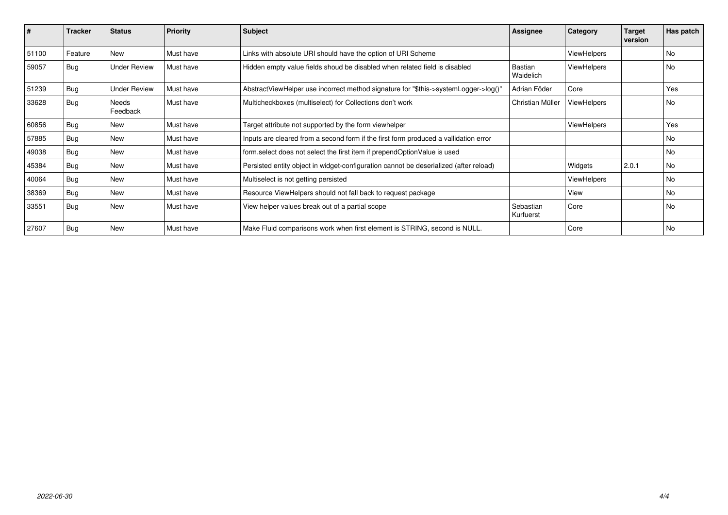| # | Tracker | Status | Priority | Subject | Assignee | Category | Target version | Has patch |
|---|---|---|---|---|---|---|---|---|
| 51100 | Feature | New | Must have | Links with absolute URI should have the option of URI Scheme | | ViewHelpers | | No |
| 59057 | Bug | Under Review | Must have | Hidden empty value fields shoud be disabled when related field is disabled | Bastian Waidelich | ViewHelpers | | No |
| 51239 | Bug | Under Review | Must have | AbstractViewHelper use incorrect method signature for "$this->systemLogger->log()" | Adrian Föder | Core | | Yes |
| 33628 | Bug | Needs Feedback | Must have | Multicheckboxes (multiselect) for Collections don't work | Christian Müller | ViewHelpers | | No |
| 60856 | Bug | New | Must have | Target attribute not supported by the form viewhelper | | ViewHelpers | | Yes |
| 57885 | Bug | New | Must have | Inputs are cleared from a second form if the first form produced a vallidation error | | | | No |
| 49038 | Bug | New | Must have | form.select does not select the first item if prependOptionValue is used | | | | No |
| 45384 | Bug | New | Must have | Persisted entity object in widget-configuration cannot be deserialized (after reload) | | Widgets | 2.0.1 | No |
| 40064 | Bug | New | Must have | Multiselect is not getting persisted | | ViewHelpers | | No |
| 38369 | Bug | New | Must have | Resource ViewHelpers should not fall back to request package | | View | | No |
| 33551 | Bug | New | Must have | View helper values break out of a partial scope | Sebastian Kurfuerst | Core | | No |
| 27607 | Bug | New | Must have | Make Fluid comparisons work when first element is STRING, second is NULL. | | Core | | No |

*2022-06-30*